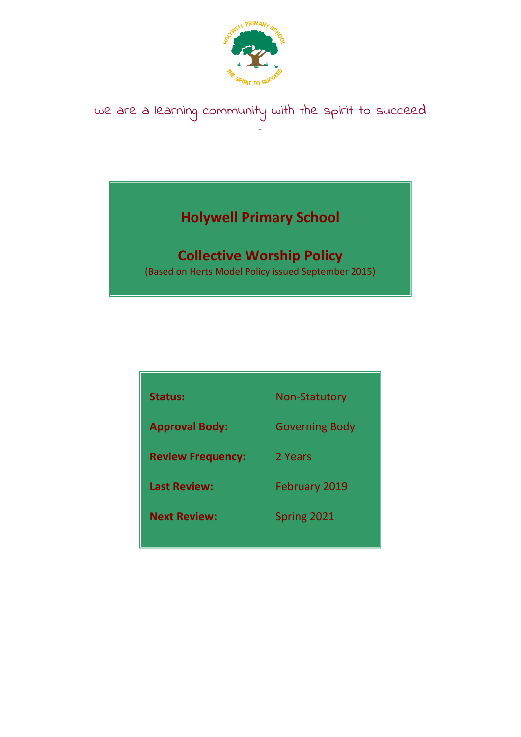we are a learning community with the spirit to succeed

# Holywell Primary School

## Collective Worship Policy

(Based on Herts Model Policy issued September 2015)

| | |
|---|---|
| **Status:** | Non-Statutory |
| **Approval Body:** | Governing Body |
| **Review Frequency:** | 2 Years |
| **Last Review:** | February 2019 |
| **Next Review:** | Spring 2021 |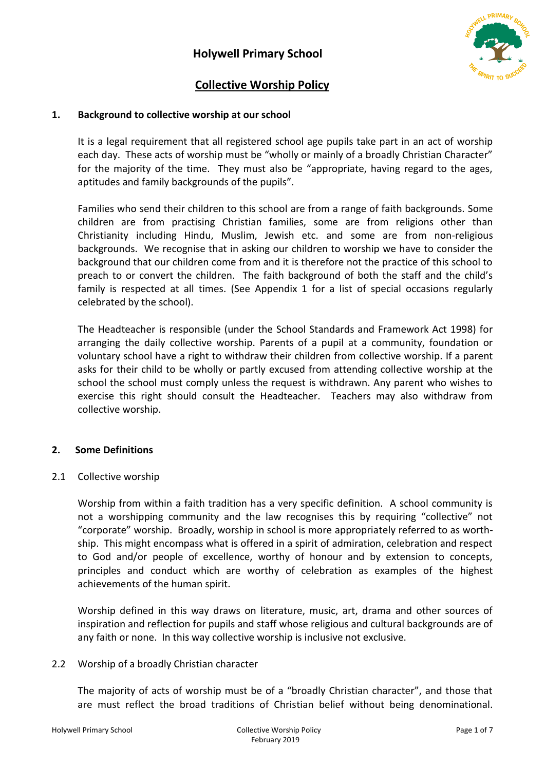# Holywell Primary School

## Collective Worship Policy

### 1. Background to collective worship at our school

It is a legal requirement that all registered school age pupils take part in an act of worship each day. These acts of worship must be "wholly or mainly of a broadly Christian Character" for the majority of the time. They must also be "appropriate, having regard to the ages, aptitudes and family backgrounds of the pupils".

Families who send their children to this school are from a range of faith backgrounds. Some children are from practising Christian families, some are from religions other than Christianity including Hindu, Muslim, Jewish etc. and some are from non-religious backgrounds. We recognise that in asking our children to worship we have to consider the background that our children come from and it is therefore not the practice of this school to preach to or convert the children. The faith background of both the staff and the child's family is respected at all times. (See Appendix 1 for a list of special occasions regularly celebrated by the school).

The Headteacher is responsible (under the School Standards and Framework Act 1998) for arranging the daily collective worship. Parents of a pupil at a community, foundation or voluntary school have a right to withdraw their children from collective worship. If a parent asks for their child to be wholly or partly excused from attending collective worship at the school the school must comply unless the request is withdrawn. Any parent who wishes to exercise this right should consult the Headteacher. Teachers may also withdraw from collective worship.

### 2. Some Definitions

2.1 Collective worship

Worship from within a faith tradition has a very specific definition. A school community is not a worshipping community and the law recognises this by requiring "collective" not "corporate" worship. Broadly, worship in school is more appropriately referred to as worth-ship. This might encompass what is offered in a spirit of admiration, celebration and respect to God and/or people of excellence, worthy of honour and by extension to concepts, principles and conduct which are worthy of celebration as examples of the highest achievements of the human spirit.

Worship defined in this way draws on literature, music, art, drama and other sources of inspiration and reflection for pupils and staff whose religious and cultural backgrounds are of any faith or none. In this way collective worship is inclusive not exclusive.

2.2 Worship of a broadly Christian character

The majority of acts of worship must be of a "broadly Christian character", and those that are must reflect the broad traditions of Christian belief without being denominational.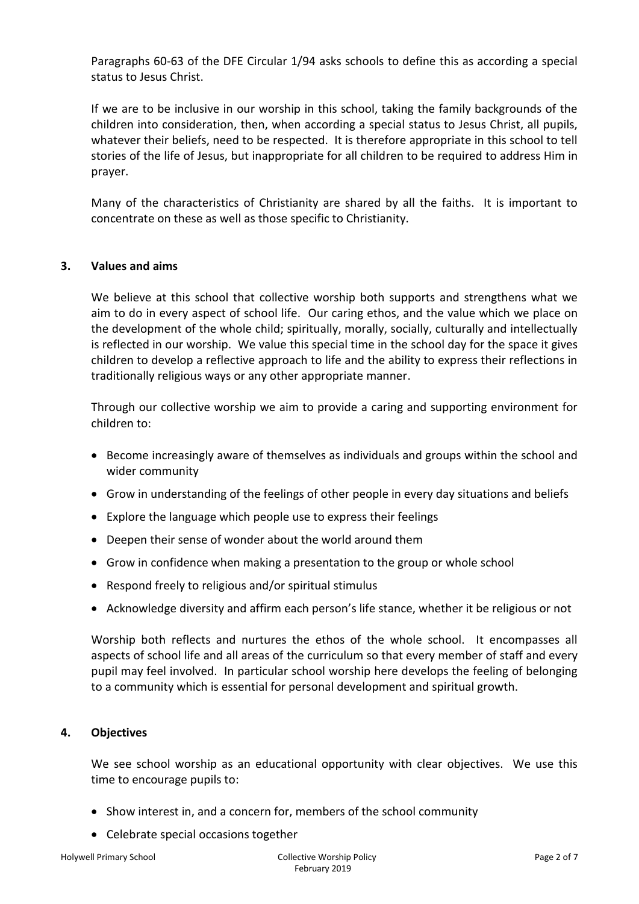Paragraphs 60-63 of the DFE Circular 1/94 asks schools to define this as according a special status to Jesus Christ.

If we are to be inclusive in our worship in this school, taking the family backgrounds of the children into consideration, then, when according a special status to Jesus Christ, all pupils, whatever their beliefs, need to be respected. It is therefore appropriate in this school to tell stories of the life of Jesus, but inappropriate for all children to be required to address Him in prayer.

Many of the characteristics of Christianity are shared by all the faiths. It is important to concentrate on these as well as those specific to Christianity.

## 3. Values and aims

We believe at this school that collective worship both supports and strengthens what we aim to do in every aspect of school life. Our caring ethos, and the value which we place on the development of the whole child; spiritually, morally, socially, culturally and intellectually is reflected in our worship. We value this special time in the school day for the space it gives children to develop a reflective approach to life and the ability to express their reflections in traditionally religious ways or any other appropriate manner.

Through our collective worship we aim to provide a caring and supporting environment for children to:

- Become increasingly aware of themselves as individuals and groups within the school and wider community
- Grow in understanding of the feelings of other people in every day situations and beliefs
- Explore the language which people use to express their feelings
- Deepen their sense of wonder about the world around them
- Grow in confidence when making a presentation to the group or whole school
- Respond freely to religious and/or spiritual stimulus
- Acknowledge diversity and affirm each person's life stance, whether it be religious or not

Worship both reflects and nurtures the ethos of the whole school. It encompasses all aspects of school life and all areas of the curriculum so that every member of staff and every pupil may feel involved. In particular school worship here develops the feeling of belonging to a community which is essential for personal development and spiritual growth.

## 4. Objectives

We see school worship as an educational opportunity with clear objectives. We use this time to encourage pupils to:

- Show interest in, and a concern for, members of the school community
- Celebrate special occasions together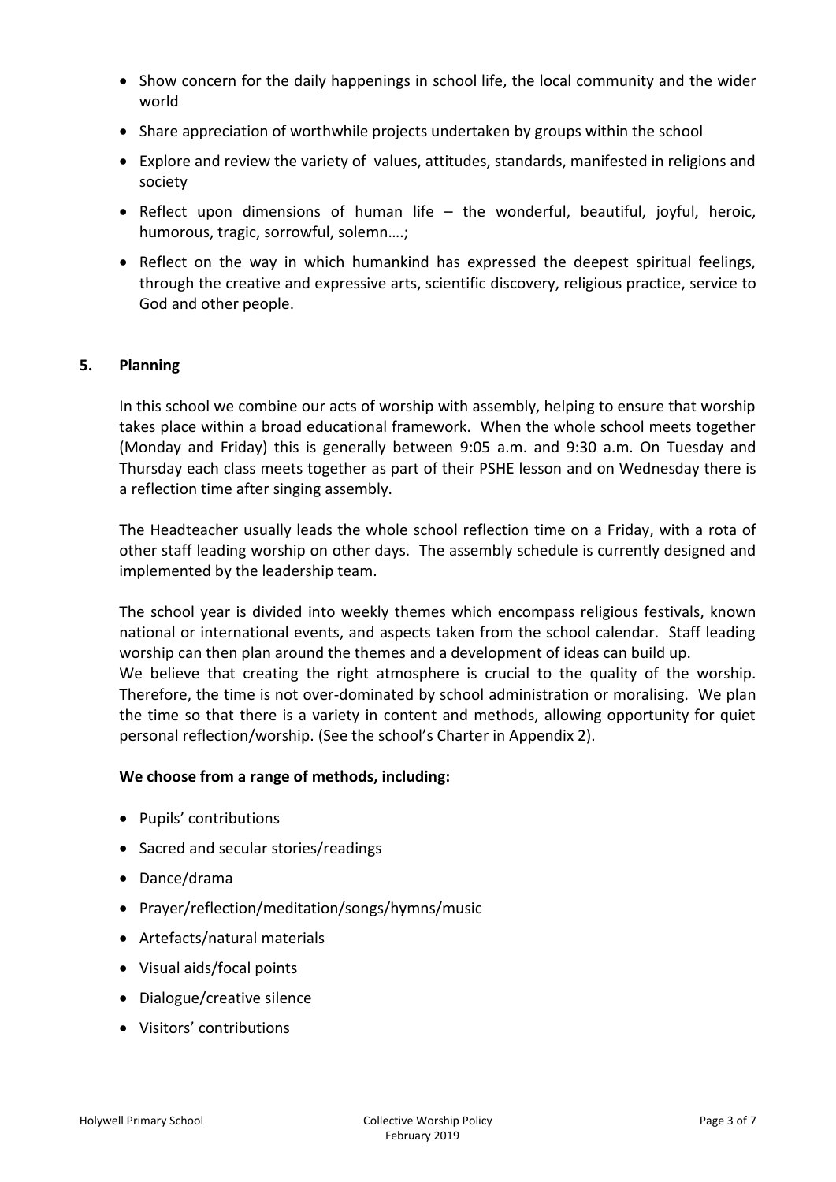- Show concern for the daily happenings in school life, the local community and the wider world
- Share appreciation of worthwhile projects undertaken by groups within the school
- Explore and review the variety of values, attitudes, standards, manifested in religions and society
- Reflect upon dimensions of human life – the wonderful, beautiful, joyful, heroic, humorous, tragic, sorrowful, solemn….;
- Reflect on the way in which humankind has expressed the deepest spiritual feelings, through the creative and expressive arts, scientific discovery, religious practice, service to God and other people.

## 5. Planning

In this school we combine our acts of worship with assembly, helping to ensure that worship takes place within a broad educational framework. When the whole school meets together (Monday and Friday) this is generally between 9:05 a.m. and 9:30 a.m. On Tuesday and Thursday each class meets together as part of their PSHE lesson and on Wednesday there is a reflection time after singing assembly.

The Headteacher usually leads the whole school reflection time on a Friday, with a rota of other staff leading worship on other days. The assembly schedule is currently designed and implemented by the leadership team.

The school year is divided into weekly themes which encompass religious festivals, known national or international events, and aspects taken from the school calendar. Staff leading worship can then plan around the themes and a development of ideas can build up.
We believe that creating the right atmosphere is crucial to the quality of the worship. Therefore, the time is not over-dominated by school administration or moralising. We plan the time so that there is a variety in content and methods, allowing opportunity for quiet personal reflection/worship. (See the school's Charter in Appendix 2).

**We choose from a range of methods, including:**

- Pupils' contributions
- Sacred and secular stories/readings
- Dance/drama
- Prayer/reflection/meditation/songs/hymns/music
- Artefacts/natural materials
- Visual aids/focal points
- Dialogue/creative silence
- Visitors' contributions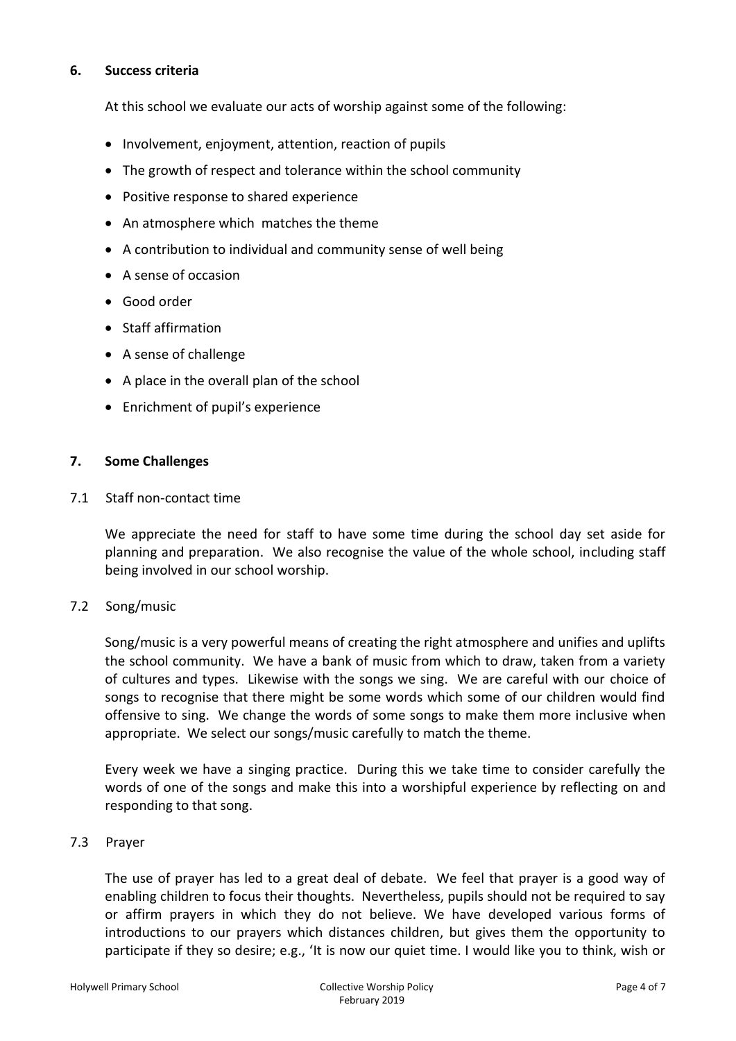## 6. Success criteria

At this school we evaluate our acts of worship against some of the following:

- Involvement, enjoyment, attention, reaction of pupils
- The growth of respect and tolerance within the school community
- Positive response to shared experience
- An atmosphere which matches the theme
- A contribution to individual and community sense of well being
- A sense of occasion
- Good order
- Staff affirmation
- A sense of challenge
- A place in the overall plan of the school
- Enrichment of pupil's experience

## 7. Some Challenges

### 7.1 Staff non-contact time

We appreciate the need for staff to have some time during the school day set aside for planning and preparation. We also recognise the value of the whole school, including staff being involved in our school worship.

### 7.2 Song/music

Song/music is a very powerful means of creating the right atmosphere and unifies and uplifts the school community. We have a bank of music from which to draw, taken from a variety of cultures and types. Likewise with the songs we sing. We are careful with our choice of songs to recognise that there might be some words which some of our children would find offensive to sing. We change the words of some songs to make them more inclusive when appropriate. We select our songs/music carefully to match the theme.

Every week we have a singing practice. During this we take time to consider carefully the words of one of the songs and make this into a worshipful experience by reflecting on and responding to that song.

### 7.3 Prayer

The use of prayer has led to a great deal of debate. We feel that prayer is a good way of enabling children to focus their thoughts. Nevertheless, pupils should not be required to say or affirm prayers in which they do not believe. We have developed various forms of introductions to our prayers which distances children, but gives them the opportunity to participate if they so desire; e.g., 'It is now our quiet time. I would like you to think, wish or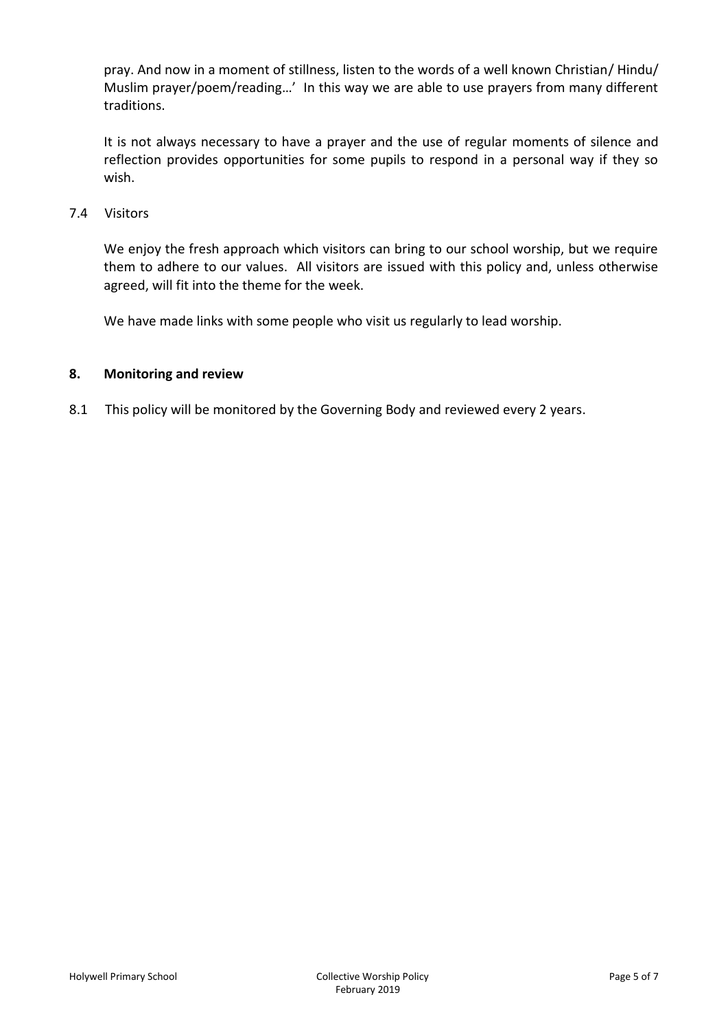pray. And now in a moment of stillness, listen to the words of a well known Christian/ Hindu/ Muslim prayer/poem/reading…' In this way we are able to use prayers from many different traditions.

It is not always necessary to have a prayer and the use of regular moments of silence and reflection provides opportunities for some pupils to respond in a personal way if they so wish.

7.4 Visitors

We enjoy the fresh approach which visitors can bring to our school worship, but we require them to adhere to our values. All visitors are issued with this policy and, unless otherwise agreed, will fit into the theme for the week.

We have made links with some people who visit us regularly to lead worship.

## 8. Monitoring and review

8.1 This policy will be monitored by the Governing Body and reviewed every 2 years.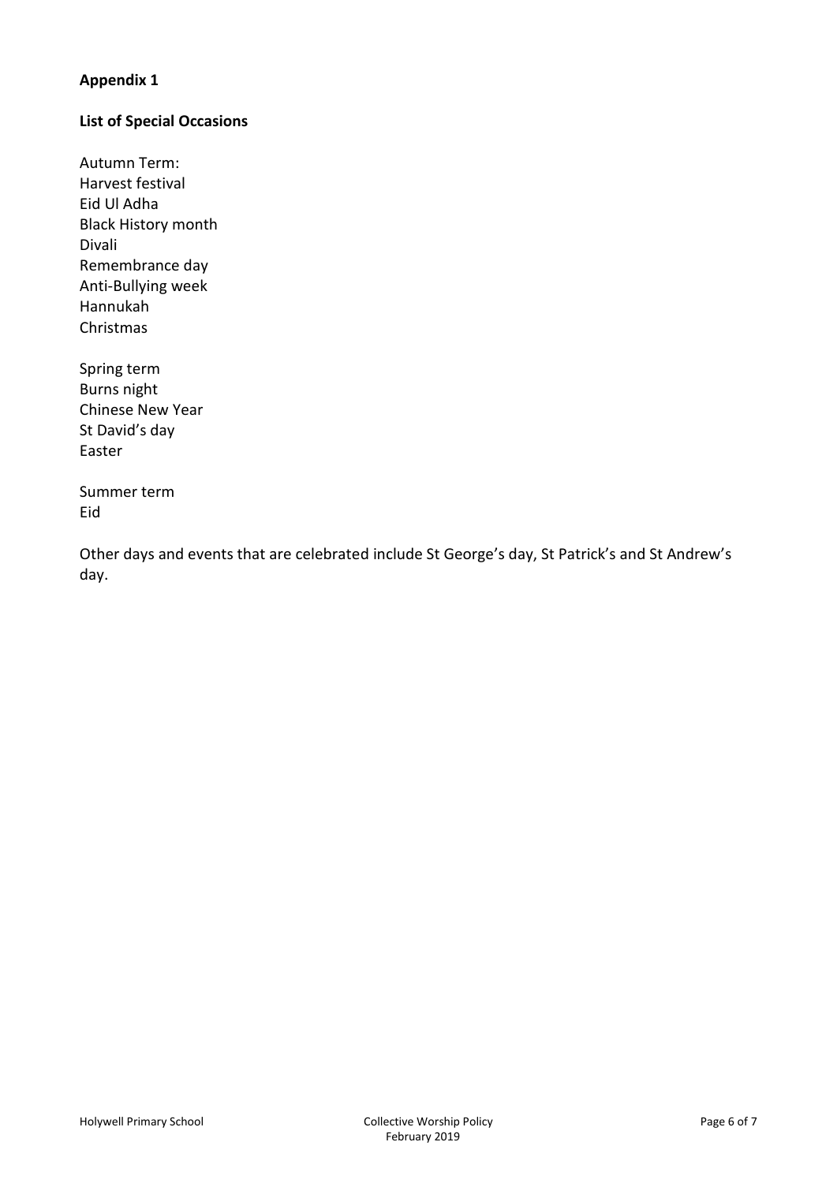**Appendix 1**

**List of Special Occasions**

Autumn Term:
Harvest festival
Eid Ul Adha
Black History month
Divali
Remembrance day
Anti-Bullying week
Hannukah
Christmas

Spring term
Burns night
Chinese New Year
St David's day
Easter

Summer term
Eid

Other days and events that are celebrated include St George's day, St Patrick's and St Andrew's day.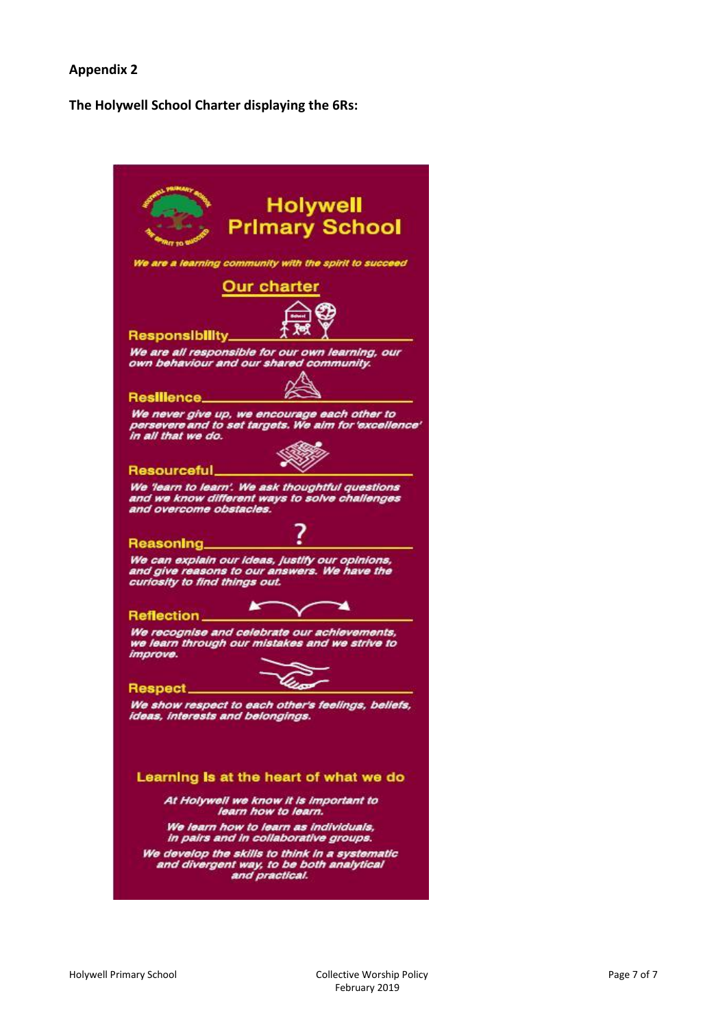**Appendix 2**

**The Holywell School Charter displaying the 6Rs:**

# Holywell Primary School

THE SPIRIT TO SUCCEED

*We are a learning community with the spirit to succeed*

## Our charter

### Responsibility

*We are all responsible for our own learning, our own behaviour and our shared community.*

### Resilience

*We never give up, we encourage each other to persevere and to set targets. We aim for 'excellence' in all that we do.*

### Resourceful

*We 'learn to learn'. We ask thoughtful questions and we know different ways to solve challenges and overcome obstacles.*

### Reasoning

*We can explain our ideas, justify our opinions, and give reasons to our answers. We have the curiosity to find things out.*

### Reflection

*We recognise and celebrate our achievements, we learn through our mistakes and we strive to improve.*

### Respect

*We show respect to each other's feelings, beliefs, ideas, interests and belongings.*

### Learning is at the heart of what we do

*At Holywell we know it is important to learn how to learn.*

*We learn how to learn as individuals, in pairs and in collaborative groups.*

*We develop the skills to think in a systematic and divergent way, to be both analytical and practical.*